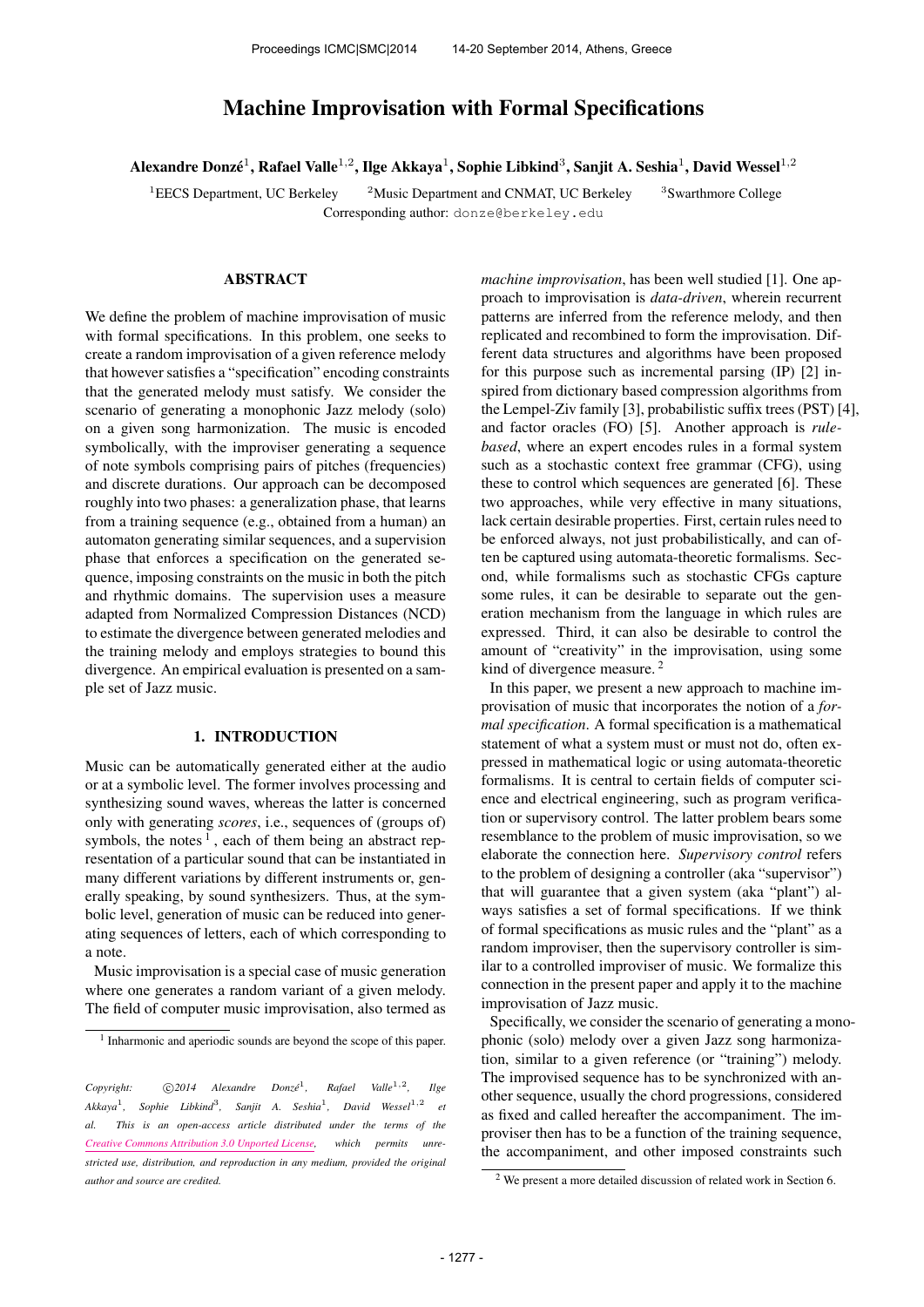# Machine Improvisation with Formal Specifications

**Alexandre Donzé[1], Rafael Valle[1,2], Ilge Akkaya[1], Sophie Libkind[3], Sanjit A. Seshia[1], David Wessel[1,2]**

[1]EECS Department, UC Berkeley [2]Music Department and CNMAT, UC Berkeley [3]Swarthmore College

Corresponding author: donze@berkeley.edu

## ABSTRACT

We define the problem of machine improvisation of music with formal specifications. In this problem, one seeks to create a random improvisation of a given reference melody that however satisfies a "specification" encoding constraints that the generated melody must satisfy. We consider the scenario of generating a monophonic Jazz melody (solo) on a given song harmonization. The music is encoded symbolically, with the improviser generating a sequence of note symbols comprising pairs of pitches (frequencies) and discrete durations. Our approach can be decomposed roughly into two phases: a generalization phase, that learns from a training sequence (e.g., obtained from a human) an automaton generating similar sequences, and a supervision phase that enforces a specification on the generated sequence, imposing constraints on the music in both the pitch and rhythmic domains. The supervision uses a measure adapted from Normalized Compression Distances (NCD) to estimate the divergence between generated melodies and the training melody and employs strategies to bound this divergence. An empirical evaluation is presented on a sample set of Jazz music.

## 1. INTRODUCTION

Music can be automatically generated either at the audio or at a symbolic level. The former involves processing and synthesizing sound waves, whereas the latter is concerned only with generating *scores*, i.e., sequences of (groups of) symbols, the notes [1], each of them being an abstract representation of a particular sound that can be instantiated in many different variations by different instruments or, generally speaking, by sound synthesizers. Thus, at the symbolic level, generation of music can be reduced into generating sequences of letters, each of which corresponding to a note.

Music improvisation is a special case of music generation where one generates a random variant of a given melody. The field of computer music improvisation, also termed as *machine improvisation*, has been well studied [1]. One approach to improvisation is *data-driven*, wherein recurrent patterns are inferred from the reference melody, and then replicated and recombined to form the improvisation. Different data structures and algorithms have been proposed for this purpose such as incremental parsing (IP) [2] inspired from dictionary based compression algorithms from the Lempel-Ziv family [3], probabilistic suffix trees (PST) [4], and factor oracles (FO) [5]. Another approach is *rule-based*, where an expert encodes rules in a formal system such as a stochastic context free grammar (CFG), using these to control which sequences are generated [6]. These two approaches, while very effective in many situations, lack certain desirable properties. First, certain rules need to be enforced always, not just probabilistically, and can often be captured using automata-theoretic formalisms. Second, while formalisms such as stochastic CFGs capture some rules, it can be desirable to separate out the generation mechanism from the language in which rules are expressed. Third, it can also be desirable to control the amount of "creativity" in the improvisation, using some kind of divergence measure. [2]

In this paper, we present a new approach to machine improvisation of music that incorporates the notion of a *formal specification*. A formal specification is a mathematical statement of what a system must or must not do, often expressed in mathematical logic or using automata-theoretic formalisms. It is central to certain fields of computer science and electrical engineering, such as program verification or supervisory control. The latter problem bears some resemblance to the problem of music improvisation, so we elaborate the connection here. *Supervisory control* refers to the problem of designing a controller (aka "supervisor") that will guarantee that a given system (aka "plant") always satisfies a set of formal specifications. If we think of formal specifications as music rules and the "plant" as a random improviser, then the supervisory controller is similar to a controlled improviser of music. We formalize this connection in the present paper and apply it to the machine improvisation of Jazz music.

Specifically, we consider the scenario of generating a monophonic (solo) melody over a given Jazz song harmonization, similar to a given reference (or "training") melody. The improvised sequence has to be synchronized with another sequence, usually the chord progressions, considered as fixed and called hereafter the accompaniment. The improviser then has to be a function of the training sequence, the accompaniment, and other imposed constraints such

---

[1] Inharmonic and aperiodic sounds are beyond the scope of this paper.

[2] We present a more detailed discussion of related work in Section 6.

*Copyright: ©2014 Alexandre Donzé[1], Rafael Valle[1,2], Ilge Akkaya[1], Sophie Libkind[3], Sanjit A. Seshia[1], David Wessel[1,2] et al. This is an open-access article distributed under the terms of the Creative Commons Attribution 3.0 Unported License, which permits unrestricted use, distribution, and reproduction in any medium, provided the original author and source are credited.*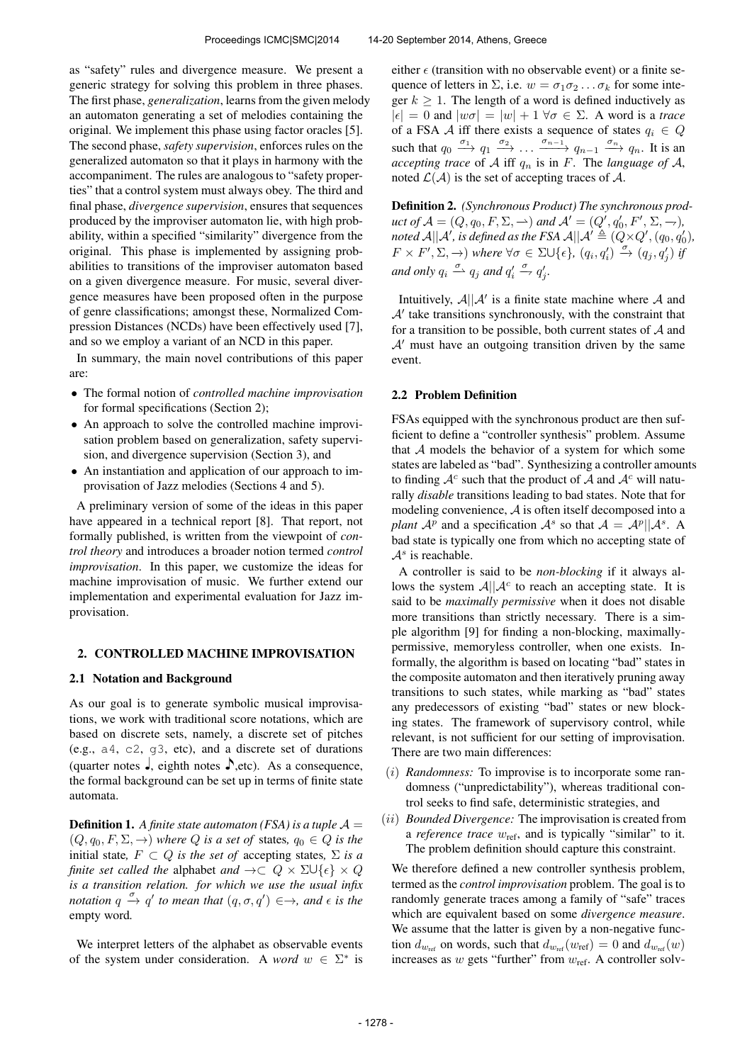as "safety" rules and divergence measure. We present a generic strategy for solving this problem in three phases. The first phase, *generalization*, learns from the given melody an automaton generating a set of melodies containing the original. We implement this phase using factor oracles [5]. The second phase, *safety supervision*, enforces rules on the generalized automaton so that it plays in harmony with the accompaniment. The rules are analogous to "safety properties" that a control system must always obey. The third and final phase, *divergence supervision*, ensures that sequences produced by the improviser automaton lie, with high probability, within a specified "similarity" divergence from the original. This phase is implemented by assigning probabilities to transitions of the improviser automaton based on a given divergence measure. For music, several divergence measures have been proposed often in the purpose of genre classifications; amongst these, Normalized Compression Distances (NCDs) have been effectively used [7], and so we employ a variant of an NCD in this paper.

In summary, the main novel contributions of this paper are:

- The formal notion of *controlled machine improvisation* for formal specifications (Section 2);
- An approach to solve the controlled machine improvisation problem based on generalization, safety supervision, and divergence supervision (Section 3), and
- An instantiation and application of our approach to improvisation of Jazz melodies (Sections 4 and 5).

A preliminary version of some of the ideas in this paper have appeared in a technical report [8]. That report, not formally published, is written from the viewpoint of *control theory* and introduces a broader notion termed *control improvisation*. In this paper, we customize the ideas for machine improvisation of music. We further extend our implementation and experimental evaluation for Jazz improvisation.

## 2. CONTROLLED MACHINE IMPROVISATION

### 2.1 Notation and Background

As our goal is to generate symbolic musical improvisations, we work with traditional score notations, which are based on discrete sets, namely, a discrete set of pitches (e.g., a4, c2, g3, etc), and a discrete set of durations (quarter notes ♩, eighth notes ♪,etc). As a consequence, the formal background can be set up in terms of finite state automata.

**Definition 1.** *A finite state automaton (FSA) is a tuple $\mathcal{A} = (Q, q_0, F, \Sigma, \rightarrow)$ where $Q$ is a set of* states*, $q_0 \in Q$ is the* initial state*, $F \subset Q$ is the set of* accepting states*, $\Sigma$ is a finite set called the* alphabet *and $\rightarrow \subset Q \times \Sigma \cup \{\epsilon\} \times Q$ is a transition relation. for which we use the usual infix notation $q \xrightarrow{\sigma} q'$ to mean that $(q, \sigma, q') \in \rightarrow$, and $\epsilon$ is the* empty word*.*

We interpret letters of the alphabet as observable events of the system under consideration. A *word* $w \in \Sigma^*$ is either $\epsilon$ (transition with no observable event) or a finite sequence of letters in $\Sigma$, i.e. $w = \sigma_1\sigma_2 \dots \sigma_k$ for some integer $k \geq 1$. The length of a word is defined inductively as $|\epsilon| = 0$ and $|w\sigma| = |w| + 1 \; \forall \sigma \in \Sigma$. A word is a *trace* of a FSA $\mathcal{A}$ iff there exists a sequence of states $q_i \in Q$ such that $q_0 \xrightarrow{\sigma_1} q_1 \xrightarrow{\sigma_2} \dots \xrightarrow{\sigma_{n-1}} q_{n-1} \xrightarrow{\sigma_n} q_n$. It is an *accepting trace* of $\mathcal{A}$ iff $q_n$ is in $F$. The *language of* $\mathcal{A}$, noted $\mathcal{L}(\mathcal{A})$ is the set of accepting traces of $\mathcal{A}$.

**Definition 2.** *(Synchronous Product) The synchronous product of $\mathcal{A} = (Q, q_0, F, \Sigma, \rightharpoonup)$ and $\mathcal{A}' = (Q', q_0', F', \Sigma, \rightharpoondown)$, noted $\mathcal{A}||\mathcal{A}'$, is defined as the FSA $\mathcal{A}||\mathcal{A}' \triangleq (Q \times Q', (q_0, q_0'), F \times F', \Sigma, \rightarrow)$ where $\forall \sigma \in \Sigma \cup \{\epsilon\}$, $(q_i, q_i') \xrightarrow{\sigma} (q_j, q_j')$ if and only $q_i \xrightharpoonup{\sigma} q_j$ and $q_i' \xrightharpoondown{\sigma} q_j'$.*

Intuitively, $\mathcal{A}||\mathcal{A}'$ is a finite state machine where $\mathcal{A}$ and $\mathcal{A}'$ take transitions synchronously, with the constraint that for a transition to be possible, both current states of $\mathcal{A}$ and $\mathcal{A}'$ must have an outgoing transition driven by the same event.

### 2.2 Problem Definition

FSAs equipped with the synchronous product are then sufficient to define a "controller synthesis" problem. Assume that $\mathcal{A}$ models the behavior of a system for which some states are labeled as "bad". Synthesizing a controller amounts to finding $\mathcal{A}^c$ such that the product of $\mathcal{A}$ and $\mathcal{A}^c$ will naturally *disable* transitions leading to bad states. Note that for modeling convenience, $\mathcal{A}$ is often itself decomposed into a *plant* $\mathcal{A}^p$ and a specification $\mathcal{A}^s$ so that $\mathcal{A} = \mathcal{A}^p||\mathcal{A}^s$. A bad state is typically one from which no accepting state of $\mathcal{A}^s$ is reachable.

A controller is said to be *non-blocking* if it always allows the system $\mathcal{A}||\mathcal{A}^c$ to reach an accepting state. It is said to be *maximally permissive* when it does not disable more transitions than strictly necessary. There is a simple algorithm [9] for finding a non-blocking, maximally-permissive, memoryless controller, when one exists. Informally, the algorithm is based on locating "bad" states in the composite automaton and then iteratively pruning away transitions to such states, while marking as "bad" states any predecessors of existing "bad" states or new blocking states. The framework of supervisory control, while relevant, is not sufficient for our setting of improvisation. There are two main differences:

$(i)$ *Randomness:* To improvise is to incorporate some randomness ("unpredictability"), whereas traditional control seeks to find safe, deterministic strategies, and

$(ii)$ *Bounded Divergence:* The improvisation is created from a *reference trace* $w_{\text{ref}}$, and is typically "similar" to it. The problem definition should capture this constraint.

We therefore defined a new controller synthesis problem, termed as the *control improvisation* problem. The goal is to randomly generate traces among a family of "safe" traces which are equivalent based on some *divergence measure*. We assume that the latter is given by a non-negative function $d_{w_{\text{ref}}}$ on words, such that $d_{w_{\text{ref}}}(w_{\text{ref}}) = 0$ and $d_{w_{\text{ref}}}(w)$ increases as $w$ gets "further" from $w_{\text{ref}}$. A controller solv-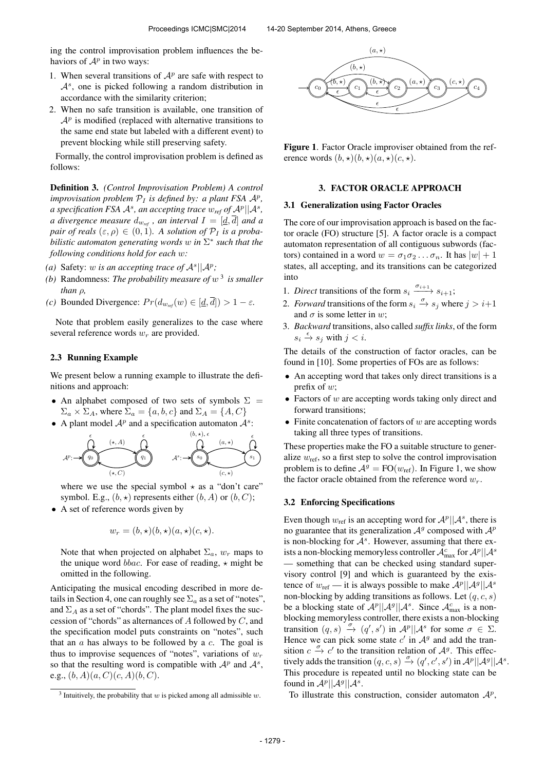ing the control improvisation problem influences the behaviors of $\mathcal{A}^p$ in two ways:

1. When several transitions of $\mathcal{A}^p$ are safe with respect to $\mathcal{A}^s$, one is picked following a random distribution in accordance with the similarity criterion;
2. When no safe transition is available, one transition of $\mathcal{A}^p$ is modified (replaced with alternative transitions to the same end state but labeled with a different event) to prevent blocking while still preserving safety.

Formally, the control improvisation problem is defined as follows:

**Definition 3.** *(Control Improvisation Problem) A control improvisation problem $\mathcal{P}_I$ is defined by: a plant FSA $\mathcal{A}^p$, a specification FSA $\mathcal{A}^s$, an accepting trace $w_{ref}$ of $\mathcal{A}^p||\mathcal{A}^s$, a divergence measure $d_{w_{ref}}$, an interval $I = [\underline{d}, \overline{d}]$ and a pair of reals $(\varepsilon, \rho) \in (0, 1)$. A solution of $\mathcal{P}_I$ is a probabilistic automaton generating words $w$ in $\Sigma^*$ such that the following conditions hold for each $w$:*

*(a)* Safety: *$w$ is an accepting trace of $\mathcal{A}^s||\mathcal{A}^p$;*
*(b)* Randomness: *The probability measure of $w$ [3] is smaller than $\rho$,*
*(c)* Bounded Divergence: *$Pr(d_{w_{ref}}(w) \in [\underline{d}, \overline{d}]) > 1 - \varepsilon$.*

Note that problem easily generalizes to the case where several reference words $w_r$ are provided.

### 2.3 Running Example

We present below a running example to illustrate the definitions and approach:

- An alphabet composed of two sets of symbols $\Sigma = \Sigma_a \times \Sigma_A$, where $\Sigma_a = \{a, b, c\}$ and $\Sigma_A = \{A, C\}$
- A plant model $\mathcal{A}^p$ and a specification automaton $\mathcal{A}^s$:

  where we use the special symbol $\star$ as a "don't care" symbol. E.g., $(b, \star)$ represents either $(b, A)$ or $(b, C)$;
- A set of reference words given by

$$w_r = (b, \star)(b, \star)(a, \star)(c, \star).$$

Note that when projected on alphabet $\Sigma_a$, $w_r$ maps to the unique word $bbac$. For ease of reading, $\star$ might be omitted in the following.

Anticipating the musical encoding described in more details in Section 4, one can roughly see $\Sigma_a$ as a set of "notes", and $\Sigma_A$ as a set of "chords". The plant model fixes the succession of "chords" as alternances of $A$ followed by $C$, and the specification model puts constraints on "notes", such that an $a$ has always to be followed by a $c$. The goal is thus to improvise sequences of "notes", variations of $w_r$ so that the resulting word is compatible with $\mathcal{A}^p$ and $\mathcal{A}^s$, e.g., $(b, A)(a, C)(c, A)(b, C)$.

[3] Intuitively, the probability that $w$ is picked among all admissible $w$.

**Figure 1**. Factor Oracle improviser obtained from the reference words $(b, \star)(b, \star)(a, \star)(c, \star)$.

## 3. FACTOR ORACLE APPROACH

### 3.1 Generalization using Factor Oracles

The core of our improvisation approach is based on the factor oracle (FO) structure [5]. A factor oracle is a compact automaton representation of all contiguous subwords (factors) contained in a word $w = \sigma_1\sigma_2 \ldots \sigma_n$. It has $|w| + 1$ states, all accepting, and its transitions can be categorized into

1. *Direct* transitions of the form $s_i \xrightarrow{\sigma_{i+1}} s_{i+1}$;
2. *Forward* transitions of the form $s_i \xrightarrow{\sigma} s_j$ where $j > i+1$ and $\sigma$ is some letter in $w$;
3. *Backward* transitions, also called ***suffix links***, of the form $s_i \xrightarrow{\epsilon} s_j$ with $j < i$.

The details of the construction of factor oracles, can be found in [10]. Some properties of FOs are as follows:

- An accepting word that takes only direct transitions is a prefix of $w$;
- Factors of $w$ are accepting words taking only direct and forward transitions;
- Finite concatenation of factors of $w$ are accepting words taking all three types of transitions.

These properties make the FO a suitable structure to generalize $w_{\text{ref}}$, so a first step to solve the control improvisation problem is to define $\mathcal{A}^g = \text{FO}(w_{\text{ref}})$. In Figure 1, we show the factor oracle obtained from the reference word $w_r$.

### 3.2 Enforcing Specifications

Even though $w_{\text{ref}}$ is an accepting word for $\mathcal{A}^p||\mathcal{A}^s$, there is no guarantee that its generalization $\mathcal{A}^g$ composed with $\mathcal{A}^p$ is non-blocking for $\mathcal{A}^s$. However, assuming that there exists a non-blocking memoryless controller $\mathcal{A}^c_{\text{max}}$ for $\mathcal{A}^p||\mathcal{A}^s$ — something that can be checked using standard supervisory control [9] and which is guaranteed by the existence of $w_{\text{ref}}$ — it is always possible to make $\mathcal{A}^p||\mathcal{A}^g||\mathcal{A}^s$ non-blocking by adding transitions as follows. Let $(q, c, s)$ be a blocking state of $\mathcal{A}^p||\mathcal{A}^g||\mathcal{A}^s$. Since $\mathcal{A}^c_{\text{max}}$ is a non-blocking memoryless controller, there exists a non-blocking transition $(q, s) \xrightarrow{\sigma} (q', s')$ in $\mathcal{A}^p||\mathcal{A}^s$ for some $\sigma \in \Sigma$. Hence we can pick some state $c'$ in $\mathcal{A}^g$ and add the transition $c \xrightarrow{\sigma} c'$ to the transition relation of $\mathcal{A}^g$. This effectively adds the transition $(q, c, s) \xrightarrow{\sigma} (q', c', s')$ in $\mathcal{A}^p||\mathcal{A}^g||\mathcal{A}^s$. This procedure is repeated until no blocking state can be found in $\mathcal{A}^p||\mathcal{A}^g||\mathcal{A}^s$.

To illustrate this construction, consider automaton $\mathcal{A}^p$,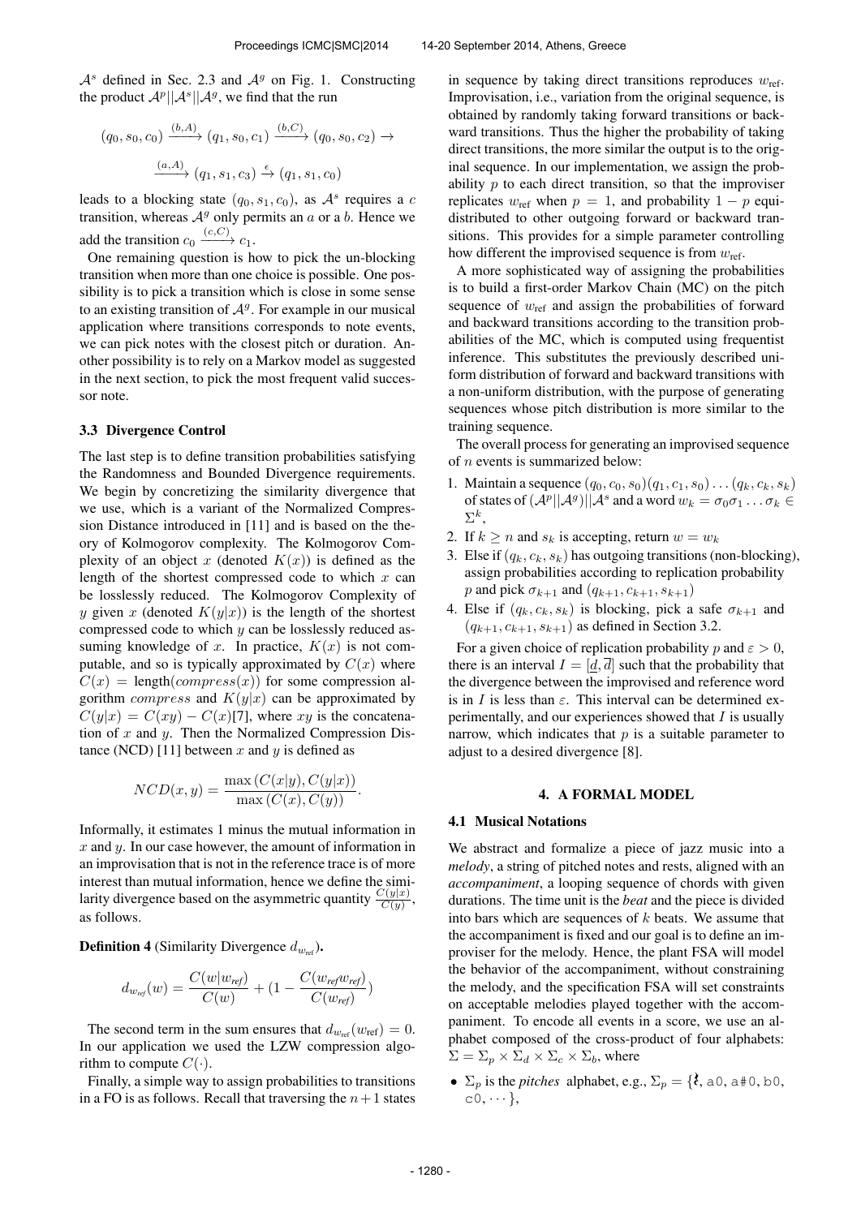$\mathcal{A}^s$ defined in Sec. 2.3 and $\mathcal{A}^g$ on Fig. 1. Constructing the product $\mathcal{A}^p||\mathcal{A}^s||\mathcal{A}^g$, we find that the run

$$(q_0, s_0, c_0) \xrightarrow{(b,A)} (q_1, s_0, c_1) \xrightarrow{(b,C)} (q_0, s_0, c_2) \rightarrow$$
$$\xrightarrow{(a,A)} (q_1, s_1, c_3) \xrightarrow{\epsilon} (q_1, s_1, c_0)$$

leads to a blocking state $(q_0, s_1, c_0)$, as $\mathcal{A}^s$ requires a $c$ transition, whereas $\mathcal{A}^g$ only permits an $a$ or a $b$. Hence we add the transition $c_0 \xrightarrow{(c,C)} c_1$.

One remaining question is how to pick the un-blocking transition when more than one choice is possible. One possibility is to pick a transition which is close in some sense to an existing transition of $\mathcal{A}^g$. For example in our musical application where transitions corresponds to note events, we can pick notes with the closest pitch or duration. Another possibility is to rely on a Markov model as suggested in the next section, to pick the most frequent valid successor note.

### 3.3 Divergence Control

The last step is to define transition probabilities satisfying the Randomness and Bounded Divergence requirements. We begin by concretizing the similarity divergence that we use, which is a variant of the Normalized Compression Distance introduced in [11] and is based on the theory of Kolmogorov complexity. The Kolmogorov Complexity of an object $x$ (denoted $K(x)$) is defined as the length of the shortest compressed code to which $x$ can be losslessly reduced. The Kolmogorov Complexity of $y$ given $x$ (denoted $K(y|x)$) is the length of the shortest compressed code to which $y$ can be losslessly reduced assuming knowledge of $x$. In practice, $K(x)$ is not computable, and so is typically approximated by $C(x)$ where $C(x) = \text{length}(\mathit{compress}(x))$ for some compression algorithm $\mathit{compress}$ and $K(y|x)$ can be approximated by $C(y|x) = C(xy) - C(x)$[7], where $xy$ is the concatenation of $x$ and $y$. Then the Normalized Compression Distance (NCD) [11] between $x$ and $y$ is defined as

$$NCD(x, y) = \frac{\max(C(x|y), C(y|x))}{\max(C(x), C(y))}.$$

Informally, it estimates 1 minus the mutual information in $x$ and $y$. In our case however, the amount of information in an improvisation that is not in the reference trace is of more interest than mutual information, hence we define the similarity divergence based on the asymmetric quantity $\frac{C(y|x)}{C(y)}$, as follows.

**Definition 4** (Similarity Divergence $d_{w_{\mathit{ref}}}$).

$$d_{w_{\mathit{ref}}}(w) = \frac{C(w|w_{\mathit{ref}})}{C(w)} + (1 - \frac{C(w_{\mathit{ref}}w_{\mathit{ref}})}{C(w_{\mathit{ref}})})$$

The second term in the sum ensures that $d_{w_{\text{ref}}}(w_{\text{ref}}) = 0$. In our application we used the LZW compression algorithm to compute $C(\cdot)$.

Finally, a simple way to assign probabilities to transitions in a FO is as follows. Recall that traversing the $n+1$ states in sequence by taking direct transitions reproduces $w_{\text{ref}}$. Improvisation, i.e., variation from the original sequence, is obtained by randomly taking forward transitions or backward transitions. Thus the higher the probability of taking direct transitions, the more similar the output is to the original sequence. In our implementation, we assign the probability $p$ to each direct transition, so that the improviser replicates $w_{\text{ref}}$ when $p = 1$, and probability $1 - p$ equidistributed to other outgoing forward or backward transitions. This provides for a simple parameter controlling how different the improvised sequence is from $w_{\text{ref}}$.

A more sophisticated way of assigning the probabilities is to build a first-order Markov Chain (MC) on the pitch sequence of $w_{\text{ref}}$ and assign the probabilities of forward and backward transitions according to the transition probabilities of the MC, which is computed using frequentist inference. This substitutes the previously described uniform distribution of forward and backward transitions with a non-uniform distribution, with the purpose of generating sequences whose pitch distribution is more similar to the training sequence.

The overall process for generating an improvised sequence of $n$ events is summarized below:

1. Maintain a sequence $(q_0, c_0, s_0)(q_1, c_1, s_0)\ldots(q_k, c_k, s_k)$ of states of $(\mathcal{A}^p||\mathcal{A}^g)||\mathcal{A}^s$ and a word $w_k = \sigma_0\sigma_1\ldots\sigma_k \in \Sigma^k$,
2. If $k \geq n$ and $s_k$ is accepting, return $w = w_k$
3. Else if $(q_k, c_k, s_k)$ has outgoing transitions (non-blocking), assign probabilities according to replication probability $p$ and pick $\sigma_{k+1}$ and $(q_{k+1}, c_{k+1}, s_{k+1})$
4. Else if $(q_k, c_k, s_k)$ is blocking, pick a safe $\sigma_{k+1}$ and $(q_{k+1}, c_{k+1}, s_{k+1})$ as defined in Section 3.2.

For a given choice of replication probability $p$ and $\varepsilon > 0$, there is an interval $I = [\underline{d}, \overline{d}]$ such that the probability that the divergence between the improvised and reference word is in $I$ is less than $\varepsilon$. This interval can be determined experimentally, and our experiences showed that $I$ is usually narrow, which indicates that $p$ is a suitable parameter to adjust to a desired divergence [8].

## 4. A FORMAL MODEL

### 4.1 Musical Notations

We abstract and formalize a piece of jazz music into a *melody*, a string of pitched notes and rests, aligned with an *accompaniment*, a looping sequence of chords with given durations. The time unit is the *beat* and the piece is divided into bars which are sequences of $k$ beats. We assume that the accompaniment is fixed and our goal is to define an improviser for the melody. Hence, the plant FSA will model the behavior of the accompaniment, without constraining the melody, and the specification FSA will set constraints on acceptable melodies played together with the accompaniment. To encode all events in a score, we use an alphabet composed of the cross-product of four alphabets: $\Sigma = \Sigma_p \times \Sigma_d \times \Sigma_c \times \Sigma_b$, where

- $\Sigma_p$ is the *pitches* alphabet, e.g., $\Sigma_p = \{$𝄽, a0, a#0, b0, c0, $\cdots\}$,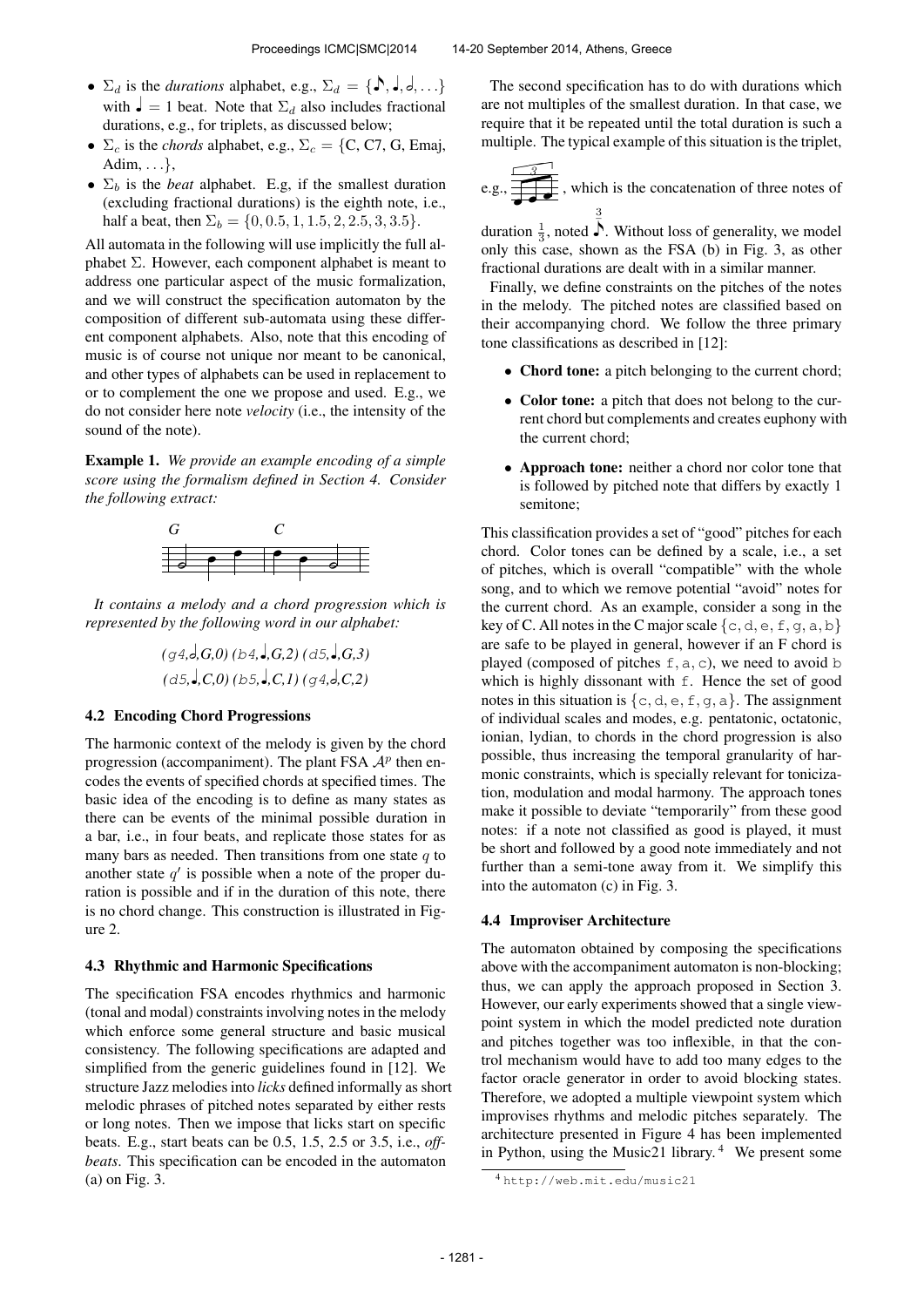- $\Sigma_d$ is the *durations* alphabet, e.g., $\Sigma_d = \{♪, ♩, 𝅗𝅥, \ldots\}$ with ♩ = 1 beat. Note that $\Sigma_d$ also includes fractional durations, e.g., for triplets, as discussed below;
- $\Sigma_c$ is the *chords* alphabet, e.g., $\Sigma_c$ = {C, C7, G, Emaj, Adim, ...},
- $\Sigma_b$ is the *beat* alphabet. E.g, if the smallest duration (excluding fractional durations) is the eighth note, i.e., half a beat, then $\Sigma_b = \{0, 0.5, 1, 1.5, 2, 2.5, 3, 3.5\}$.

All automata in the following will use implicitly the full alphabet $\Sigma$. However, each component alphabet is meant to address one particular aspect of the music formalization, and we will construct the specification automaton by the composition of different sub-automata using these different component alphabets. Also, note that this encoding of music is of course not unique nor meant to be canonical, and other types of alphabets can be used in replacement to or to complement the one we propose and used. E.g., we do not consider here note *velocity* (i.e., the intensity of the sound of the note).

**Example 1.** *We provide an example encoding of a simple score using the formalism defined in Section 4. Consider the following extract:*

G C

*It contains a melody and a chord progression which is represented by the following word in our alphabet:*

*(g4,𝅗𝅥,G,0) (b4,♩,G,2) (d5,♩,G,3)*
*(d5,♩,C,0) (b5,♩,C,1) (g4,𝅗𝅥,C,2)*

### 4.2 Encoding Chord Progressions

The harmonic context of the melody is given by the chord progression (accompaniment). The plant FSA $\mathcal{A}^p$ then encodes the events of specified chords at specified times. The basic idea of the encoding is to define as many states as there can be events of the minimal possible duration in a bar, i.e., in four beats, and replicate those states for as many bars as needed. Then transitions from one state $q$ to another state $q'$ is possible when a note of the proper duration is possible and if in the duration of this note, there is no chord change. This construction is illustrated in Figure 2.

### 4.3 Rhythmic and Harmonic Specifications

The specification FSA encodes rhythmics and harmonic (tonal and modal) constraints involving notes in the melody which enforce some general structure and basic musical consistency. The following specifications are adapted and simplified from the generic guidelines found in [12]. We structure Jazz melodies into *licks* defined informally as short melodic phrases of pitched notes separated by either rests or long notes. Then we impose that licks start on specific beats. E.g., start beats can be 0.5, 1.5, 2.5 or 3.5, i.e., *off-beats*. This specification can be encoded in the automaton (a) on Fig. 3.

The second specification has to do with durations which are not multiples of the smallest duration. In that case, we require that it be repeated until the total duration is such a multiple. The typical example of this situation is the triplet, e.g., (triplet), which is the concatenation of three notes of duration $\frac{1}{3}$, noted $\overset{3}{♪}$. Without loss of generality, we model only this case, shown as the FSA (b) in Fig. 3, as other fractional durations are dealt with in a similar manner.

Finally, we define constraints on the pitches of the notes in the melody. The pitched notes are classified based on their accompanying chord. We follow the three primary tone classifications as described in [12]:

- **Chord tone:** a pitch belonging to the current chord;
- **Color tone:** a pitch that does not belong to the current chord but complements and creates euphony with the current chord;
- **Approach tone:** neither a chord nor color tone that is followed by pitched note that differs by exactly 1 semitone;

This classification provides a set of "good" pitches for each chord. Color tones can be defined by a scale, i.e., a set of pitches, which is overall "compatible" with the whole song, and to which we remove potential "avoid" notes for the current chord. As an example, consider a song in the key of C. All notes in the C major scale {c, d, e, f, g, a, b} are safe to be played in general, however if an F chord is played (composed of pitches f, a, c), we need to avoid b which is highly dissonant with f. Hence the set of good notes in this situation is {c, d, e, f, g, a}. The assignment of individual scales and modes, e.g. pentatonic, octatonic, ionian, lydian, to chords in the chord progression is also possible, thus increasing the temporal granularity of harmonic constraints, which is specially relevant for tonicization, modulation and modal harmony. The approach tones make it possible to deviate "temporarily" from these good notes: if a note not classified as good is played, it must be short and followed by a good note immediately and not further than a semi-tone away from it. We simplify this into the automaton (c) in Fig. 3.

### 4.4 Improviser Architecture

The automaton obtained by composing the specifications above with the accompaniment automaton is non-blocking; thus, we can apply the approach proposed in Section 3. However, our early experiments showed that a single viewpoint system in which the model predicted note duration and pitches together was too inflexible, in that the control mechanism would have to add too many edges to the factor oracle generator in order to avoid blocking states. Therefore, we adopted a multiple viewpoint system which improvises rhythms and melodic pitches separately. The architecture presented in Figure 4 has been implemented in Python, using the Music21 library.[4] We present some

[4] http://web.mit.edu/music21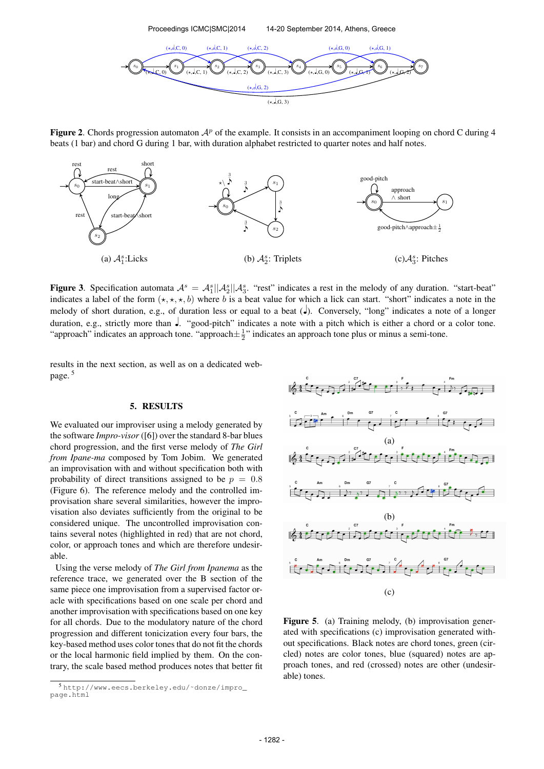Figure 2. Chords progression automaton $\mathcal{A}^p$ of the example. It consists in an accompaniment looping on chord C during 4 beats (1 bar) and chord G during 1 bar, with duration alphabet restricted to quarter notes and half notes.

(a) $\mathcal{A}_1^s$:Licks

(b) $\mathcal{A}_2^s$: Triplets

(c)$\mathcal{A}_3^s$: Pitches

Figure 3. Specification automata $\mathcal{A}^s = \mathcal{A}_1^s || \mathcal{A}_2^s || \mathcal{A}_3^s$. "rest" indicates a rest in the melody of any duration. "start-beat" indicates a label of the form $(\star, \star, \star, b)$ where $b$ is a beat value for which a lick can start. "short" indicates a note in the melody of short duration, e.g., of duration less or equal to a beat (♩). Conversely, "long" indicates a note of a longer duration, e.g., strictly more than ♩. "good-pitch" indicates a note with a pitch which is either a chord or a color tone. "approach" indicates an approach tone. "approach$\pm\frac{1}{2}$" indicates an approach tone plus or minus a semi-tone.

results in the next section, as well as on a dedicated webpage. [5]

## 5. RESULTS

We evaluated our improviser using a melody generated by the software *Impro-visor* ([6]) over the standard 8-bar blues chord progression, and the first verse melody of *The Girl from Ipane-ma* composed by Tom Jobim. We generated an improvisation with and without specification both with probability of direct transitions assigned to be $p = 0.8$ (Figure 6). The reference melody and the controlled improvisation share several similarities, however the improvisation also deviates sufficiently from the original to be considered unique. The uncontrolled improvisation contains several notes (highlighted in red) that are not chord, color, or approach tones and which are therefore undesirable.

Using the verse melody of *The Girl from Ipanema* as the reference trace, we generated over the B section of the same piece one improvisation from a supervised factor oracle with specifications based on one scale per chord and another improvisation with specifications based on one key for all chords. Due to the modulatory nature of the chord progression and different tonicization every four bars, the key-based method uses color tones that do not fit the chords or the local harmonic field implied by them. On the contrary, the scale based method produces notes that better fit

Figure 5. (a) Training melody, (b) improvisation generated with specifications (c) improvisation generated without specifications. Black notes are chord tones, green (circled) notes are color tones, blue (squared) notes are approach tones, and red (crossed) notes are other (undesirable) tones.

[5] http://www.eecs.berkeley.edu/~donze/impro_page.html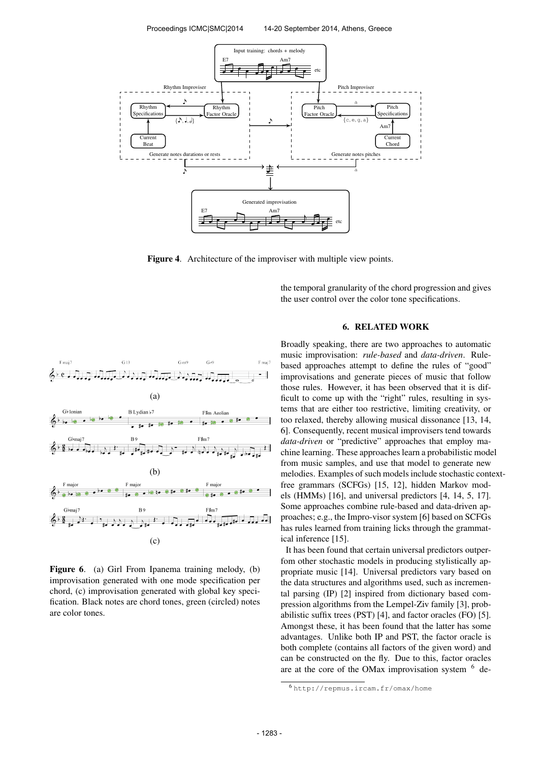Input training: chords + melody

E7

Am7

etc

Rhythm Improviser

Pitch Improviser

Rhythm Specifications

Rhythm Factor Oracle

Pitch Factor Oracle

Pitch Specifications

Current Beat

Current Chord

Am7

a

{c, e, g, a}

Generate notes durations or rests

Generate notes pitches

a

Generated improvisation

E7

Am7

etc

**Figure 4**. Architecture of the improviser with multiple view points.

F maj 7

G 13

G m9

G♭9

F maj 7

(a)

G♭ Ionian

B Lydian ♭7

F♯m Aeolian

G♭maj7

B 9

F♯m7

(b)

F major

F major

F major

G♭maj7

B 9

F♯m7

(c)

**Figure 6**. (a) Girl From Ipanema training melody, (b) improvisation generated with one mode specification per chord, (c) improvisation generated with global key specification. Black notes are chord tones, green (circled) notes are color tones.

the temporal granularity of the chord progression and gives the user control over the color tone specifications.

## 6. RELATED WORK

Broadly speaking, there are two approaches to automatic music improvisation: *rule-based* and *data-driven*. Rule-based approaches attempt to define the rules of "good" improvisations and generate pieces of music that follow those rules. However, it has been observed that it is difficult to come up with the "right" rules, resulting in systems that are either too restrictive, limiting creativity, or too relaxed, thereby allowing musical dissonance [13, 14, 6]. Consequently, recent musical improvisers tend towards *data-driven* or "predictive" approaches that employ machine learning. These approaches learn a probabilistic model from music samples, and use that model to generate new melodies. Examples of such models include stochastic context-free grammars (SCFGs) [15, 12], hidden Markov models (HMMs) [16], and universal predictors [4, 14, 5, 17]. Some approaches combine rule-based and data-driven approaches; e.g., the Impro-visor system [6] based on SCFGs has rules learned from training licks through the grammatical inference [15].

It has been found that certain universal predictors outperfom other stochastic models in producing stylistically appropriate music [14]. Universal predictors vary based on the data structures and algorithms used, such as incremental parsing (IP) [2] inspired from dictionary based compression algorithms from the Lempel-Ziv family [3], probabilistic suffix trees (PST) [4], and factor oracles (FO) [5]. Amongst these, it has been found that the latter has some advantages. Unlike both IP and PST, the factor oracle is both complete (contains all factors of the given word) and can be constructed on the fly. Due to this, factor oracles are at the core of the OMax improvisation system [6] de-

[6] http://repmus.ircam.fr/omax/home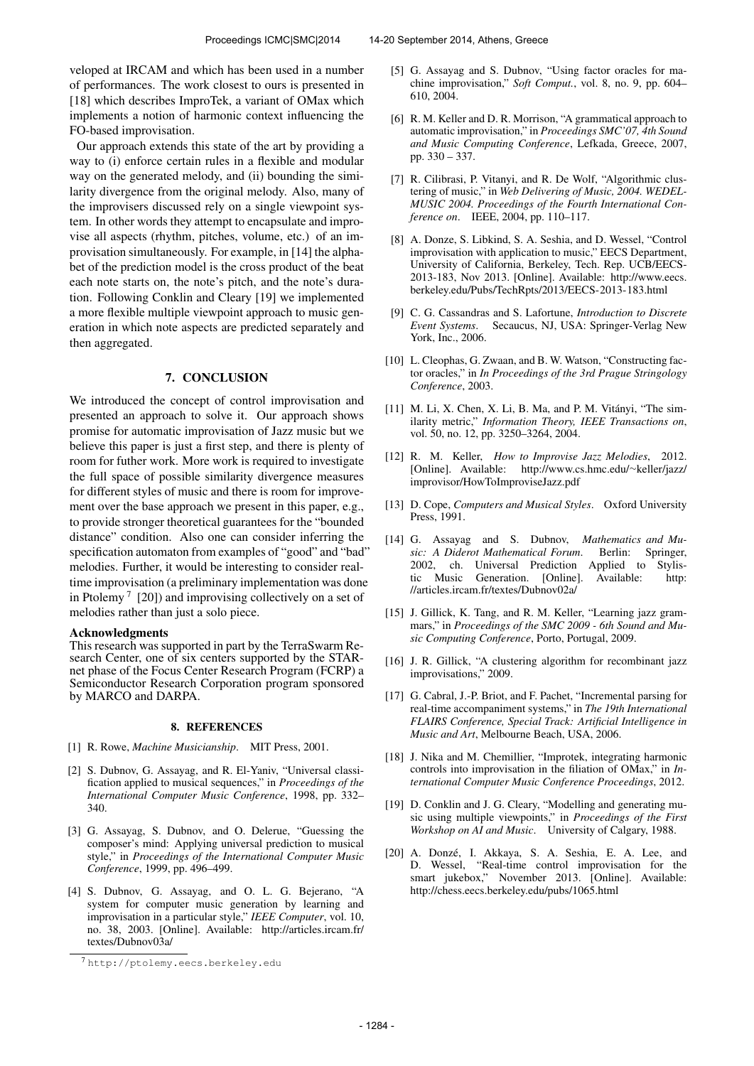veloped at IRCAM and which has been used in a number of performances. The work closest to ours is presented in [18] which describes ImproTek, a variant of OMax which implements a notion of harmonic context influencing the FO-based improvisation.

Our approach extends this state of the art by providing a way to (i) enforce certain rules in a flexible and modular way on the generated melody, and (ii) bounding the similarity divergence from the original melody. Also, many of the improvisers discussed rely on a single viewpoint system. In other words they attempt to encapsulate and improvise all aspects (rhythm, pitches, volume, etc.) of an improvisation simultaneously. For example, in [14] the alphabet of the prediction model is the cross product of the beat each note starts on, the note's pitch, and the note's duration. Following Conklin and Cleary [19] we implemented a more flexible multiple viewpoint approach to music generation in which note aspects are predicted separately and then aggregated.

## 7. CONCLUSION

We introduced the concept of control improvisation and presented an approach to solve it. Our approach shows promise for automatic improvisation of Jazz music but we believe this paper is just a first step, and there is plenty of room for futher work. More work is required to investigate the full space of possible similarity divergence measures for different styles of music and there is room for improvement over the base approach we present in this paper, e.g., to provide stronger theoretical guarantees for the "bounded distance" condition. Also one can consider inferring the specification automaton from examples of "good" and "bad" melodies. Further, it would be interesting to consider real-time improvisation (a preliminary implementation was done in Ptolemy [7] [20]) and improvising collectively on a set of melodies rather than just a solo piece.

**Acknowledgments**

This research was supported in part by the TerraSwarm Research Center, one of six centers supported by the STARnet phase of the Focus Center Research Program (FCRP) a Semiconductor Research Corporation program sponsored by MARCO and DARPA.

## 8. REFERENCES

[1] R. Rowe, *Machine Musicianship*. MIT Press, 2001.

[2] S. Dubnov, G. Assayag, and R. El-Yaniv, "Universal classification applied to musical sequences," in *Proceedings of the International Computer Music Conference*, 1998, pp. 332–340.

[3] G. Assayag, S. Dubnov, and O. Delerue, "Guessing the composer's mind: Applying universal prediction to musical style," in *Proceedings of the International Computer Music Conference*, 1999, pp. 496–499.

[4] S. Dubnov, G. Assayag, and O. L. G. Bejerano, "A system for computer music generation by learning and improvisation in a particular style," *IEEE Computer*, vol. 10, no. 38, 2003. [Online]. Available: http://articles.ircam.fr/textes/Dubnov03a/

[5] G. Assayag and S. Dubnov, "Using factor oracles for machine improvisation," *Soft Comput.*, vol. 8, no. 9, pp. 604–610, 2004.

[6] R. M. Keller and D. R. Morrison, "A grammatical approach to automatic improvisation," in *Proceedings SMC'07, 4th Sound and Music Computing Conference*, Lefkada, Greece, 2007, pp. 330 – 337.

[7] R. Cilibrasi, P. Vitanyi, and R. De Wolf, "Algorithmic clustering of music," in *Web Delivering of Music, 2004. WEDELMUSIC 2004. Proceedings of the Fourth International Conference on*. IEEE, 2004, pp. 110–117.

[8] A. Donze, S. Libkind, S. A. Seshia, and D. Wessel, "Control improvisation with application to music," EECS Department, University of California, Berkeley, Tech. Rep. UCB/EECS-2013-183, Nov 2013. [Online]. Available: http://www.eecs.berkeley.edu/Pubs/TechRpts/2013/EECS-2013-183.html

[9] C. G. Cassandras and S. Lafortune, *Introduction to Discrete Event Systems*. Secaucus, NJ, USA: Springer-Verlag New York, Inc., 2006.

[10] L. Cleophas, G. Zwaan, and B. W. Watson, "Constructing factor oracles," in *In Proceedings of the 3rd Prague Stringology Conference*, 2003.

[11] M. Li, X. Chen, X. Li, B. Ma, and P. M. Vitányi, "The similarity metric," *Information Theory, IEEE Transactions on*, vol. 50, no. 12, pp. 3250–3264, 2004.

[12] R. M. Keller, *How to Improvise Jazz Melodies*, 2012. [Online]. Available: http://www.cs.hmc.edu/~keller/jazz/improvisor/HowToImproviseJazz.pdf

[13] D. Cope, *Computers and Musical Styles*. Oxford University Press, 1991.

[14] G. Assayag and S. Dubnov, *Mathematics and Music: A Diderot Mathematical Forum*. Berlin: Springer, 2002, ch. Universal Prediction Applied to Stylistic Music Generation. [Online]. Available: http://articles.ircam.fr/textes/Dubnov02a/

[15] J. Gillick, K. Tang, and R. M. Keller, "Learning jazz grammars," in *Proceedings of the SMC 2009 - 6th Sound and Music Computing Conference*, Porto, Portugal, 2009.

[16] J. R. Gillick, "A clustering algorithm for recombinant jazz improvisations," 2009.

[17] G. Cabral, J.-P. Briot, and F. Pachet, "Incremental parsing for real-time accompaniment systems," in *The 19th International FLAIRS Conference, Special Track: Artificial Intelligence in Music and Art*, Melbourne Beach, USA, 2006.

[18] J. Nika and M. Chemillier, "Improtek, integrating harmonic controls into improvisation in the filiation of OMax," in *International Computer Music Conference Proceedings*, 2012.

[19] D. Conklin and J. G. Cleary, "Modelling and generating music using multiple viewpoints," in *Proceedings of the First Workshop on AI and Music*. University of Calgary, 1988.

[20] A. Donzé, I. Akkaya, S. A. Seshia, E. A. Lee, and D. Wessel, "Real-time control improvisation for the smart jukebox," November 2013. [Online]. Available: http://chess.eecs.berkeley.edu/pubs/1065.html

[7] http://ptolemy.eecs.berkeley.edu